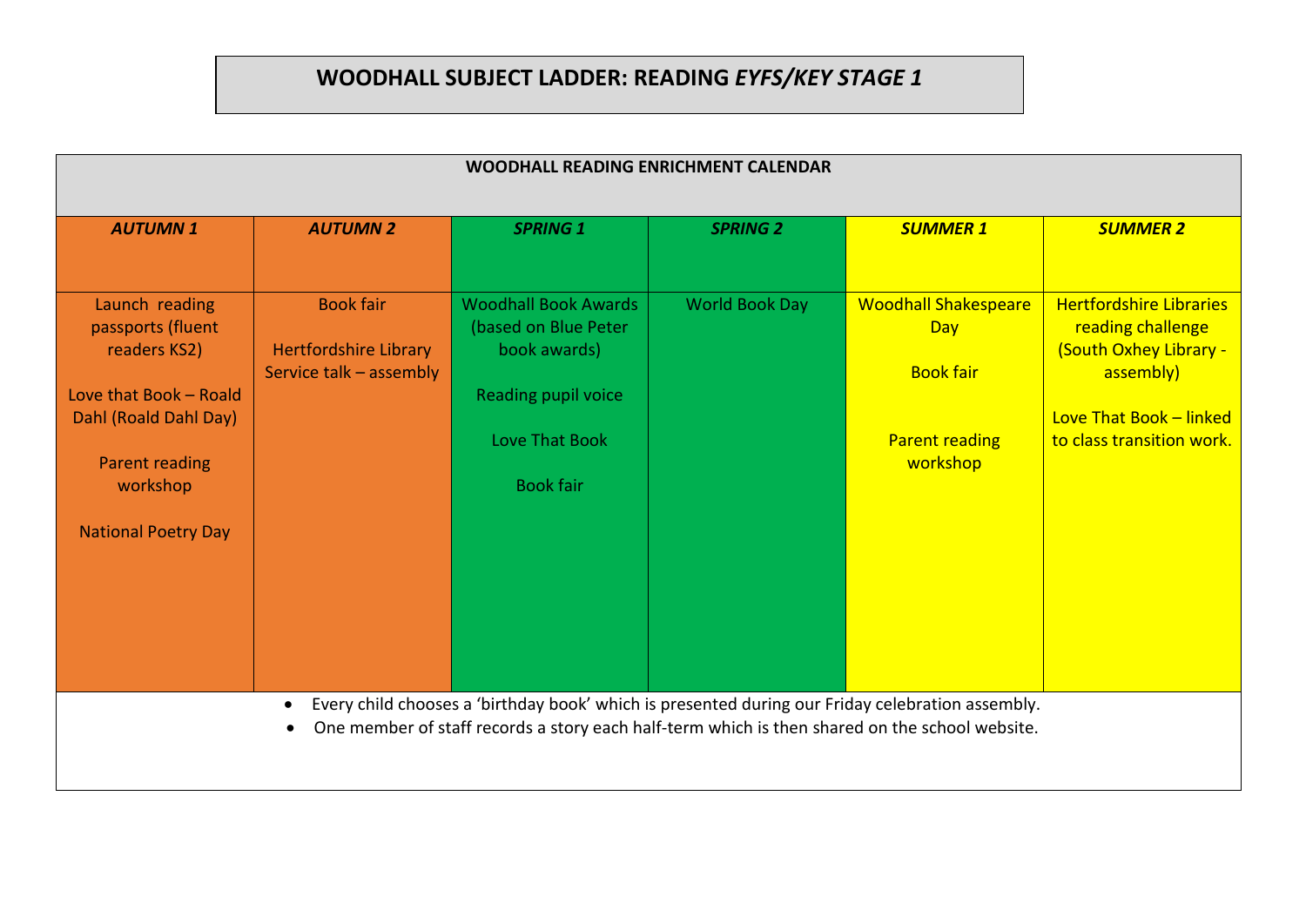# WOODHALL SUBJECT LADDER: READING *EYFS/KEY STAGE 1*

| WOODHALL READING ENRICHMENT CALENDAR | | | | | |
|---|---|---|---|---|---|
| ***AUTUMN 1*** | ***AUTUMN 2*** | ***SPRING 1*** | ***SPRING 2*** | ***SUMMER 1*** | ***SUMMER 2*** |
| Launch reading passports (fluent readers KS2)<br><br>Love that Book – Roald Dahl (Roald Dahl Day)<br><br>Parent reading workshop<br><br>National Poetry Day | Book fair<br><br>Hertfordshire Library Service talk – assembly | Woodhall Book Awards (based on Blue Peter book awards)<br><br>Reading pupil voice<br><br>Love That Book<br><br>Book fair | World Book Day | Woodhall Shakespeare Day<br><br>Book fair<br><br>Parent reading workshop | Hertfordshire Libraries reading challenge (South Oxhey Library - assembly)<br><br>Love That Book – linked to class transition work. |

- Every child chooses a 'birthday book' which is presented during our Friday celebration assembly.
- One member of staff records a story each half-term which is then shared on the school website.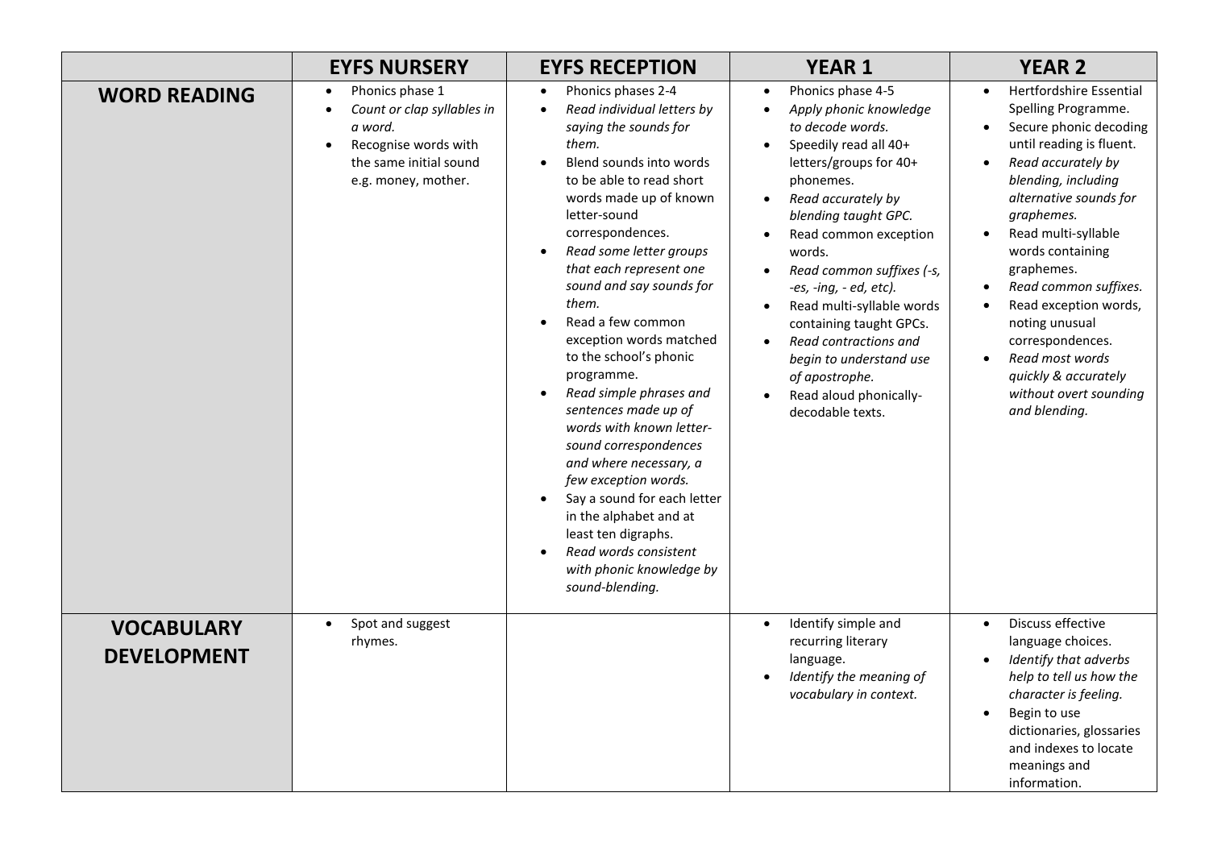| | EYFS NURSERY | EYFS RECEPTION | YEAR 1 | YEAR 2 |
|---|---|---|---|---|
| **WORD READING** | • Phonics phase 1<br>• *Count or clap syllables in a word.*<br>• Recognise words with the same initial sound e.g. money, mother. | • Phonics phases 2-4<br>• *Read individual letters by saying the sounds for them.*<br>• Blend sounds into words to be able to read short words made up of known letter-sound correspondences.<br>• *Read some letter groups that each represent one sound and say sounds for them.*<br>• Read a few common exception words matched to the school's phonic programme.<br>• *Read simple phrases and sentences made up of words with known letter-sound correspondences and where necessary, a few exception words.*<br>• Say a sound for each letter in the alphabet and at least ten digraphs.<br>• *Read words consistent with phonic knowledge by sound-blending.* | • Phonics phase 4-5<br>• *Apply phonic knowledge to decode words.*<br>• Speedily read all 40+ letters/groups for 40+ phonemes.<br>• *Read accurately by blending taught GPC.*<br>• Read common exception words.<br>• *Read common suffixes (-s, -es, -ing, - ed, etc).*<br>• Read multi-syllable words containing taught GPCs.<br>• *Read contractions and begin to understand use of apostrophe.*<br>• Read aloud phonically-decodable texts. | • Hertfordshire Essential Spelling Programme.<br>• Secure phonic decoding until reading is fluent.<br>• *Read accurately by blending, including alternative sounds for graphemes.*<br>• Read multi-syllable words containing graphemes.<br>• *Read common suffixes.*<br>• Read exception words, noting unusual correspondences.<br>• *Read most words quickly & accurately without overt sounding and blending.* |
| **VOCABULARY DEVELOPMENT** | • Spot and suggest rhymes. | | • Identify simple and recurring literary language.<br>• *Identify the meaning of vocabulary in context.* | • Discuss effective language choices.<br>• *Identify that adverbs help to tell us how the character is feeling.*<br>• Begin to use dictionaries, glossaries and indexes to locate meanings and information. |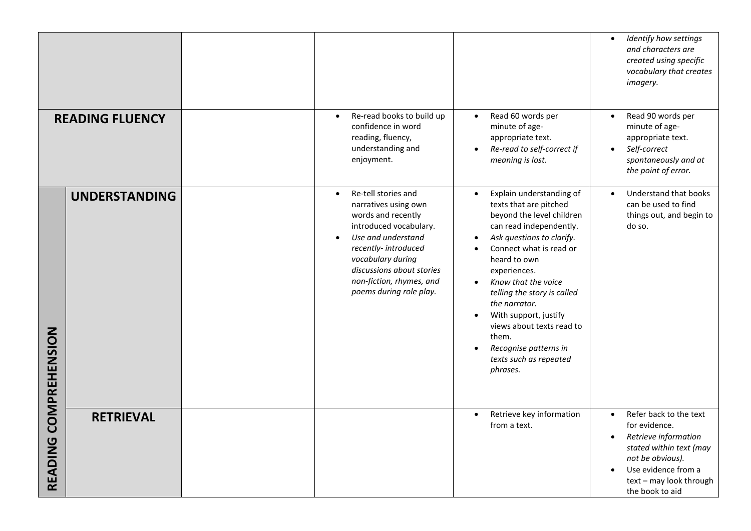| | | | | | |
|---|---|---|---|---|---|
| | | | | | • *Identify how settings and characters are created using specific vocabulary that creates imagery.* |
| **READING FLUENCY** | | | • Re-read books to build up confidence in word reading, fluency, understanding and enjoyment. | • Read 60 words per minute of age-appropriate text.<br>• *Re-read to self-correct if meaning is lost.* | • Read 90 words per minute of age-appropriate text.<br>• *Self-correct spontaneously and at the point of error.* |
| **READING COMPREHENSION** | **UNDERSTANDING** | | • Re-tell stories and narratives using own words and recently introduced vocabulary.<br>• *Use and understand recently- introduced vocabulary during discussions about stories non-fiction, rhymes, and poems during role play.* | • Explain understanding of texts that are pitched beyond the level children can read independently.<br>• *Ask questions to clarify.*<br>• Connect what is read or heard to own experiences.<br>• *Know that the voice telling the story is called the narrator.*<br>• With support, justify views about texts read to them.<br>• *Recognise patterns in texts such as repeated phrases.* | • Understand that books can be used to find things out, and begin to do so. |
| **READING COMPREHENSION** | **RETRIEVAL** | | | • Retrieve key information from a text. | • Refer back to the text for evidence.<br>• *Retrieve information stated within text (may not be obvious).*<br>• Use evidence from a text – may look through the book to aid |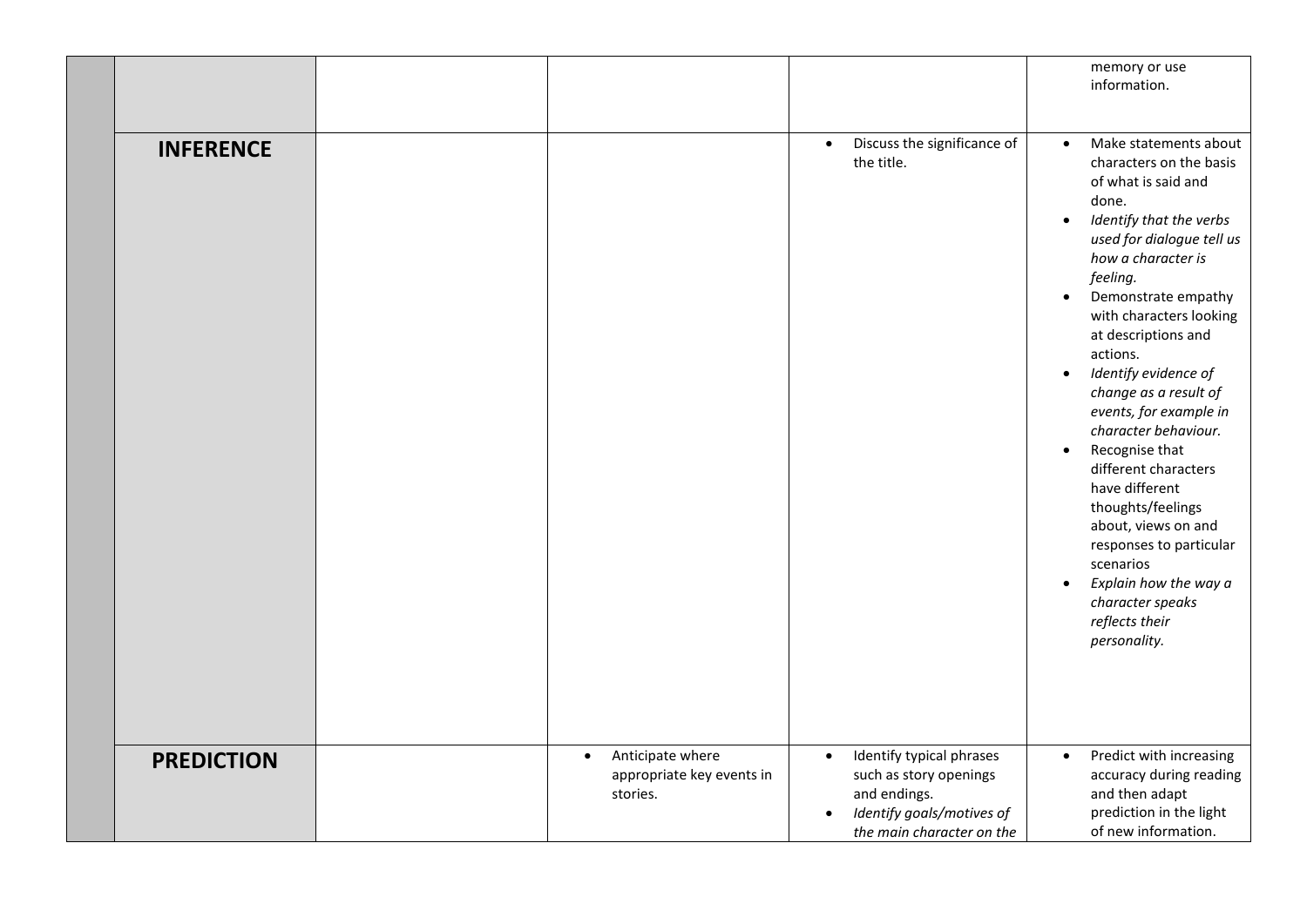| | | | | | |
|---|---|---|---|---|---|
| | | | | | memory or use information. |
| | **INFERENCE** | | | • Discuss the significance of the title. | • Make statements about characters on the basis of what is said and done.<br>• *Identify that the verbs used for dialogue tell us how a character is feeling.*<br>• Demonstrate empathy with characters looking at descriptions and actions.<br>• *Identify evidence of change as a result of events, for example in character behaviour.*<br>• Recognise that different characters have different thoughts/feelings about, views on and responses to particular scenarios<br>• *Explain how the way a character speaks reflects their personality.* |
| | **PREDICTION** | | • Anticipate where appropriate key events in stories. | • Identify typical phrases such as story openings and endings.<br>• *Identify goals/motives of the main character on the* | • Predict with increasing accuracy during reading and then adapt prediction in the light of new information. |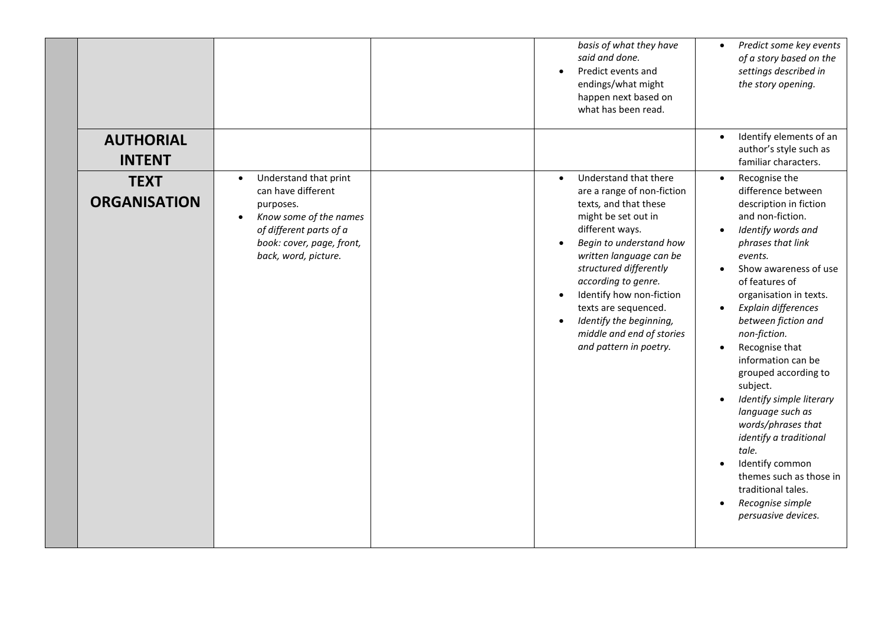| | | | | | |
|---|---|---|---|---|---|
| | | | | • *basis of what they have said and done.*<br>• Predict events and endings/what might happen next based on what has been read. | • *Predict some key events of a story based on the settings described in the story opening.* |
| | **AUTHORIAL INTENT** | | | | • Identify elements of an author's style such as familiar characters. |
| | **TEXT ORGANISATION** | • Understand that print can have different purposes.<br>• *Know some of the names of different parts of a book: cover, page, front, back, word, picture.* | | • Understand that there are a range of non-fiction texts, and that these might be set out in different ways.<br>• *Begin to understand how written language can be structured differently according to genre.*<br>• Identify how non-fiction texts are sequenced.<br>• *Identify the beginning, middle and end of stories and pattern in poetry.* | • Recognise the difference between description in fiction and non-fiction.<br>• *Identify words and phrases that link events.*<br>• Show awareness of use of features of organisation in texts.<br>• *Explain differences between fiction and non-fiction.*<br>• Recognise that information can be grouped according to subject.<br>• *Identify simple literary language such as words/phrases that identify a traditional tale.*<br>• Identify common themes such as those in traditional tales.<br>• *Recognise simple persuasive devices.* |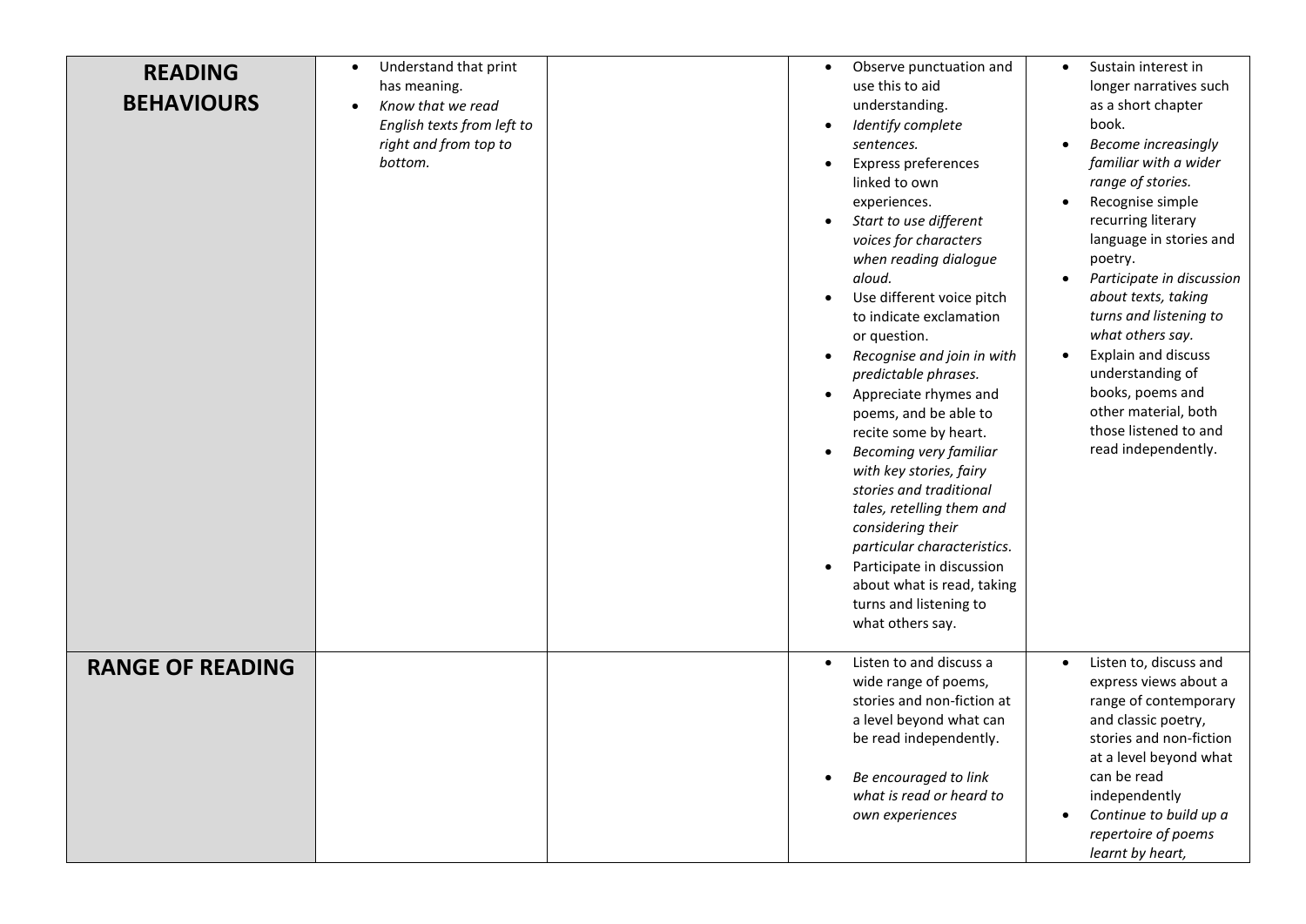| READING BEHAVIOURS | <ul><li>Understand that print has meaning.</li><li>*Know that we read English texts from left to right and from top to bottom.*</li></ul> | | <ul><li>Observe punctuation and use this to aid understanding.</li><li>*Identify complete sentences.*</li><li>Express preferences linked to own experiences.</li><li>*Start to use different voices for characters when reading dialogue aloud.*</li><li>Use different voice pitch to indicate exclamation or question.</li><li>*Recognise and join in with predictable phrases.*</li><li>Appreciate rhymes and poems, and be able to recite some by heart.</li><li>*Becoming very familiar with key stories, fairy stories and traditional tales, retelling them and considering their particular characteristics.*</li><li>Participate in discussion about what is read, taking turns and listening to what others say.</li></ul> | <ul><li>Sustain interest in longer narratives such as a short chapter book.</li><li>*Become increasingly familiar with a wider range of stories.*</li><li>Recognise simple recurring literary language in stories and poetry.</li><li>*Participate in discussion about texts, taking turns and listening to what others say.*</li><li>Explain and discuss understanding of books, poems and other material, both those listened to and read independently.</li></ul> |
|---|---|---|---|---|
| **RANGE OF READING** | | | <ul><li>Listen to and discuss a wide range of poems, stories and non-fiction at a level beyond what can be read independently.</li><li>*Be encouraged to link what is read or heard to own experiences*</li></ul> | <ul><li>Listen to, discuss and express views about a range of contemporary and classic poetry, stories and non-fiction at a level beyond what can be read independently</li><li>*Continue to build up a repertoire of poems learnt by heart,*</li></ul> |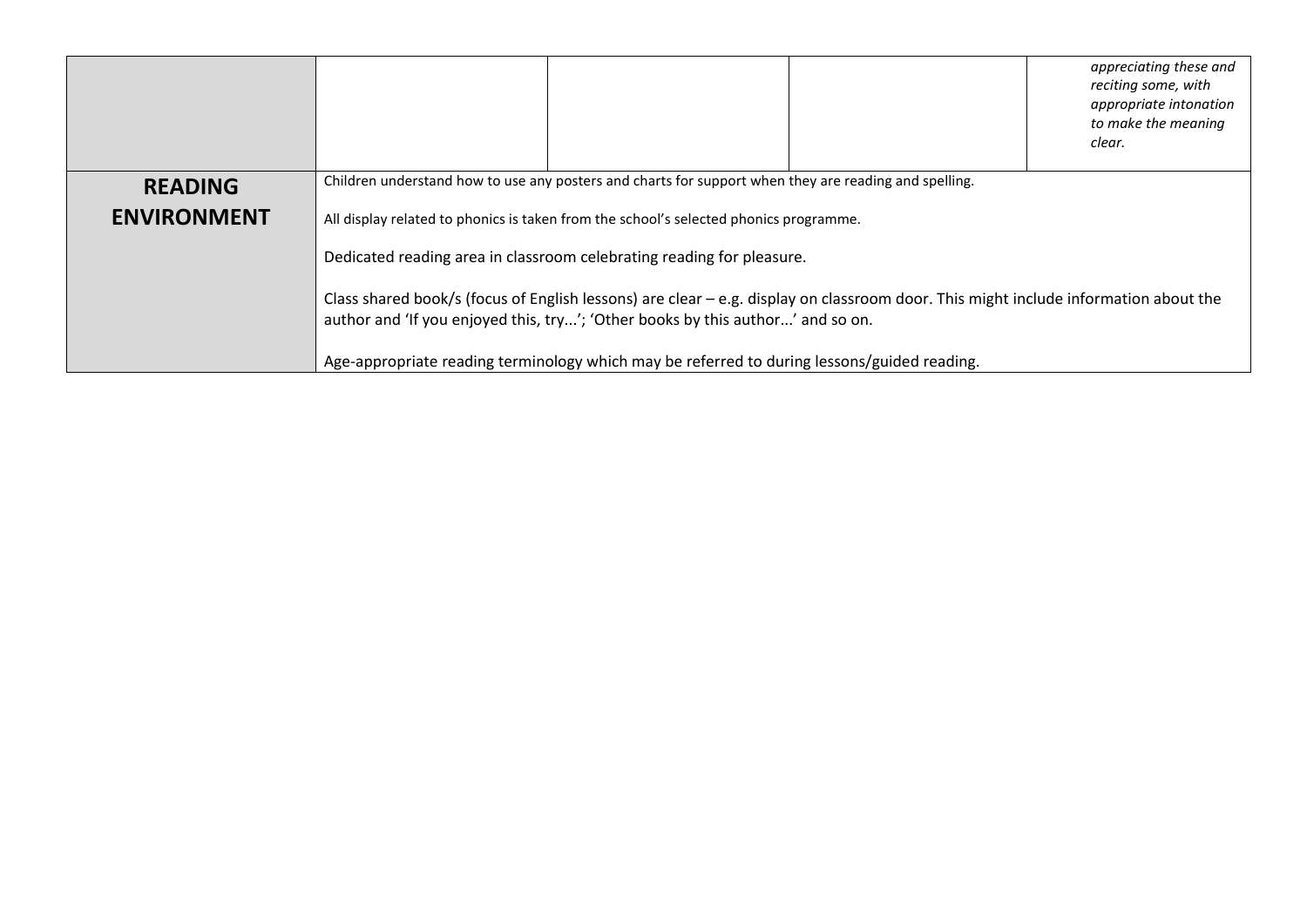| | | | | |
|---|---|---|---|---|
| | | | | *appreciating these and reciting some, with appropriate intonation to make the meaning clear.* |
| **READING ENVIRONMENT** | Children understand how to use any posters and charts for support when they are reading and spelling.<br><br>All display related to phonics is taken from the school's selected phonics programme.<br><br>Dedicated reading area in classroom celebrating reading for pleasure.<br><br>Class shared book/s (focus of English lessons) are clear – e.g. display on classroom door. This might include information about the author and 'If you enjoyed this, try...'; 'Other books by this author...' and so on.<br><br>Age-appropriate reading terminology which may be referred to during lessons/guided reading. | | | |